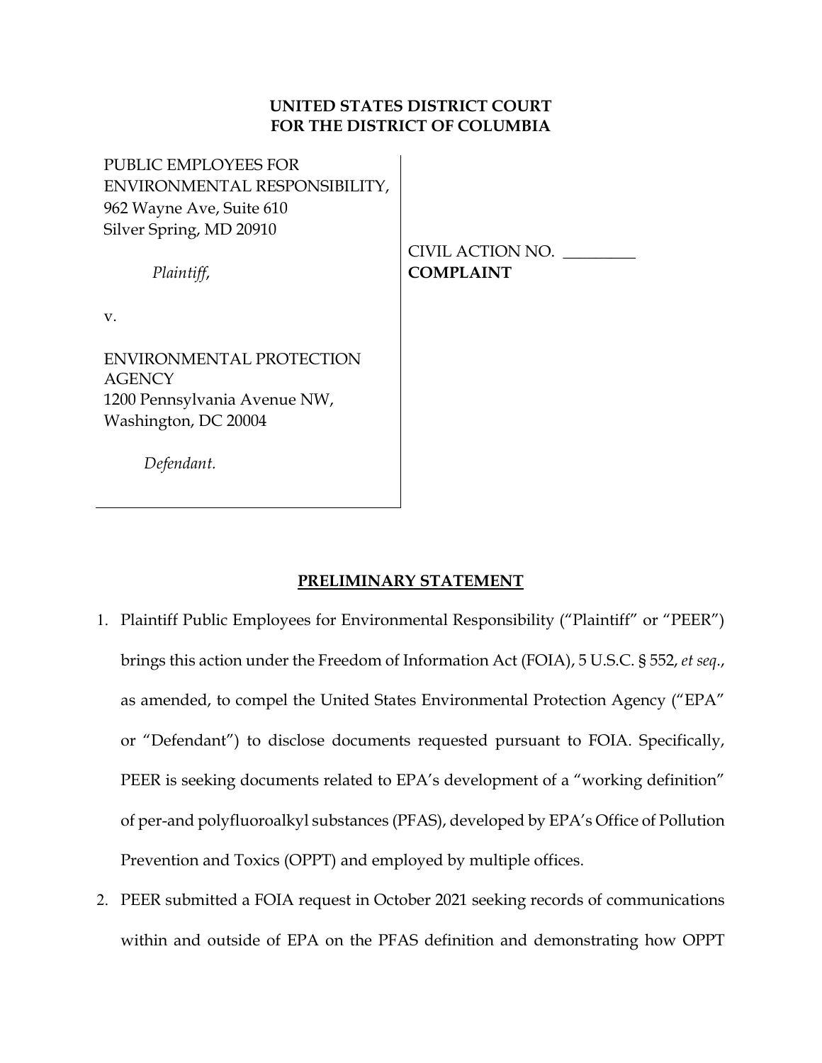**UNITED STATES DISTRICT COURT**
**FOR THE DISTRICT OF COLUMBIA**

PUBLIC EMPLOYEES FOR ENVIRONMENTAL RESPONSIBILITY,
962 Wayne Ave, Suite 610
Silver Spring, MD 20910

*Plaintiff*,

v.

ENVIRONMENTAL PROTECTION AGENCY
1200 Pennsylvania Avenue NW,
Washington, DC 20004

*Defendant.*

CIVIL ACTION NO. _________

**COMPLAINT**

## PRELIMINARY STATEMENT

1. Plaintiff Public Employees for Environmental Responsibility ("Plaintiff" or "PEER") brings this action under the Freedom of Information Act (FOIA), 5 U.S.C. § 552, *et seq*., as amended, to compel the United States Environmental Protection Agency ("EPA" or "Defendant") to disclose documents requested pursuant to FOIA. Specifically, PEER is seeking documents related to EPA's development of a "working definition" of per-and polyfluoroalkyl substances (PFAS), developed by EPA's Office of Pollution Prevention and Toxics (OPPT) and employed by multiple offices.
2. PEER submitted a FOIA request in October 2021 seeking records of communications within and outside of EPA on the PFAS definition and demonstrating how OPPT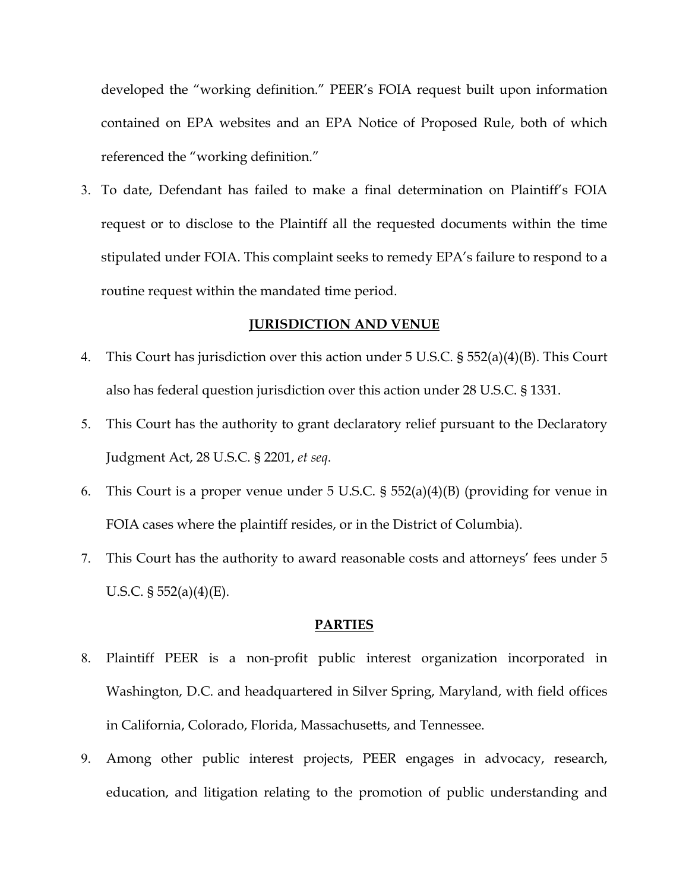developed the "working definition." PEER's FOIA request built upon information contained on EPA websites and an EPA Notice of Proposed Rule, both of which referenced the "working definition."

3. To date, Defendant has failed to make a final determination on Plaintiff's FOIA request or to disclose to the Plaintiff all the requested documents within the time stipulated under FOIA. This complaint seeks to remedy EPA's failure to respond to a routine request within the mandated time period.

## JURISDICTION AND VENUE

4. This Court has jurisdiction over this action under 5 U.S.C. § 552(a)(4)(B). This Court also has federal question jurisdiction over this action under 28 U.S.C. § 1331.

5. This Court has the authority to grant declaratory relief pursuant to the Declaratory Judgment Act, 28 U.S.C. § 2201, *et seq*.

6. This Court is a proper venue under 5 U.S.C. § 552(a)(4)(B) (providing for venue in FOIA cases where the plaintiff resides, or in the District of Columbia).

7. This Court has the authority to award reasonable costs and attorneys' fees under 5 U.S.C. § 552(a)(4)(E).

## PARTIES

8. Plaintiff PEER is a non-profit public interest organization incorporated in Washington, D.C. and headquartered in Silver Spring, Maryland, with field offices in California, Colorado, Florida, Massachusetts, and Tennessee.

9. Among other public interest projects, PEER engages in advocacy, research, education, and litigation relating to the promotion of public understanding and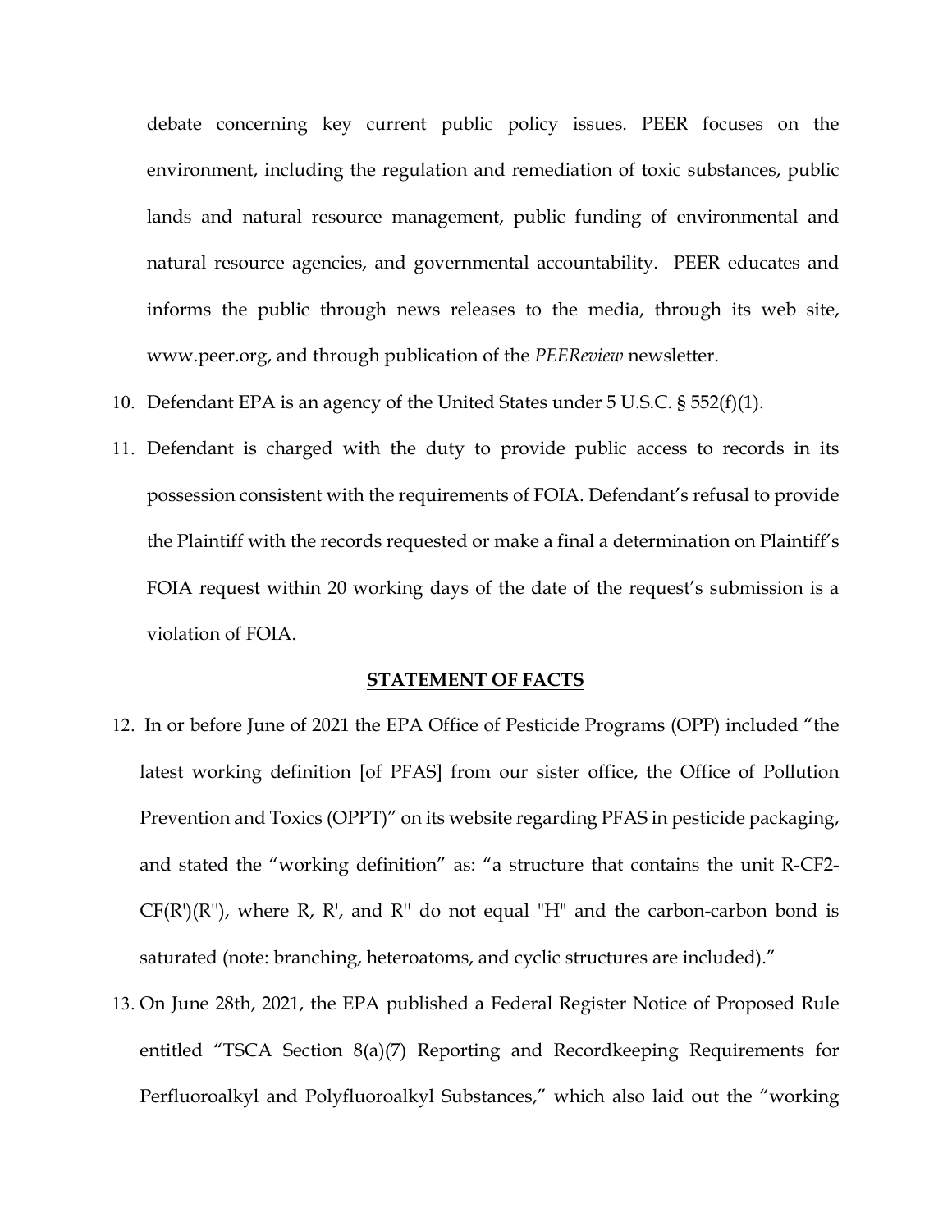debate concerning key current public policy issues. PEER focuses on the environment, including the regulation and remediation of toxic substances, public lands and natural resource management, public funding of environmental and natural resource agencies, and governmental accountability. PEER educates and informs the public through news releases to the media, through its web site, www.peer.org, and through publication of the *PEEReview* newsletter.

10. Defendant EPA is an agency of the United States under 5 U.S.C. § 552(f)(1).

11. Defendant is charged with the duty to provide public access to records in its possession consistent with the requirements of FOIA. Defendant's refusal to provide the Plaintiff with the records requested or make a final a determination on Plaintiff's FOIA request within 20 working days of the date of the request's submission is a violation of FOIA.

**STATEMENT OF FACTS**

12. In or before June of 2021 the EPA Office of Pesticide Programs (OPP) included "the latest working definition [of PFAS] from our sister office, the Office of Pollution Prevention and Toxics (OPPT)" on its website regarding PFAS in pesticide packaging, and stated the "working definition" as: "a structure that contains the unit R-CF2-CF(R')(R''), where R, R', and R'' do not equal "H" and the carbon-carbon bond is saturated (note: branching, heteroatoms, and cyclic structures are included)."

13. On June 28th, 2021, the EPA published a Federal Register Notice of Proposed Rule entitled "TSCA Section 8(a)(7) Reporting and Recordkeeping Requirements for Perfluoroalkyl and Polyfluoroalkyl Substances," which also laid out the "working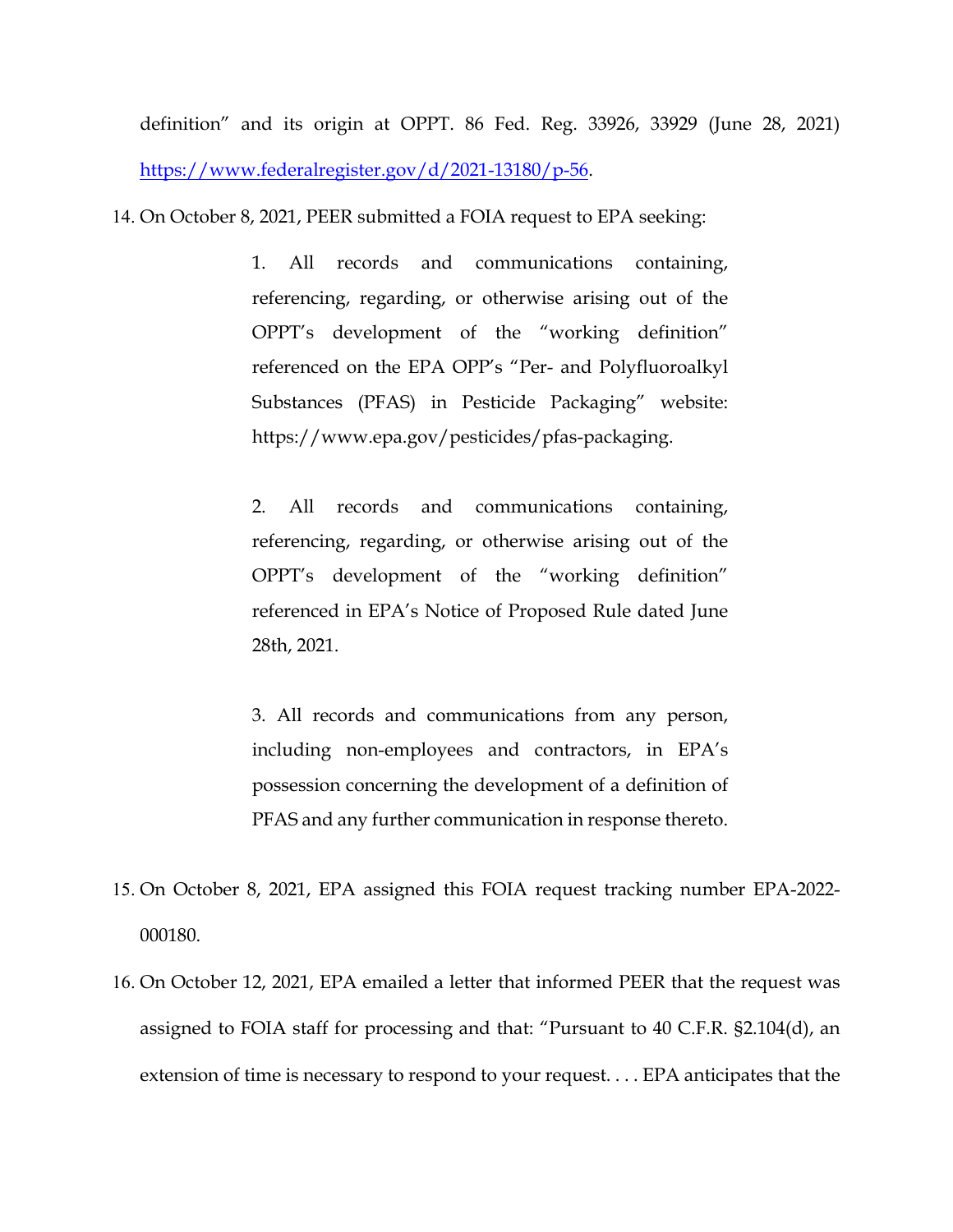definition" and its origin at OPPT. 86 Fed. Reg. 33926, 33929 (June 28, 2021) [https://www.federalregister.gov/d/2021-13180/p-56](https://www.federalregister.gov/d/2021-13180/p-56).

14. On October 8, 2021, PEER submitted a FOIA request to EPA seeking:

> 1. All records and communications containing, referencing, regarding, or otherwise arising out of the OPPT's development of the "working definition" referenced on the EPA OPP's "Per- and Polyfluoroalkyl Substances (PFAS) in Pesticide Packaging" website: https://www.epa.gov/pesticides/pfas-packaging.
>
> 2. All records and communications containing, referencing, regarding, or otherwise arising out of the OPPT's development of the "working definition" referenced in EPA's Notice of Proposed Rule dated June 28th, 2021.
>
> 3. All records and communications from any person, including non-employees and contractors, in EPA's possession concerning the development of a definition of PFAS and any further communication in response thereto.

15. On October 8, 2021, EPA assigned this FOIA request tracking number EPA-2022-000180.

16. On October 12, 2021, EPA emailed a letter that informed PEER that the request was assigned to FOIA staff for processing and that: "Pursuant to 40 C.F.R. §2.104(d), an extension of time is necessary to respond to your request. . . . EPA anticipates that the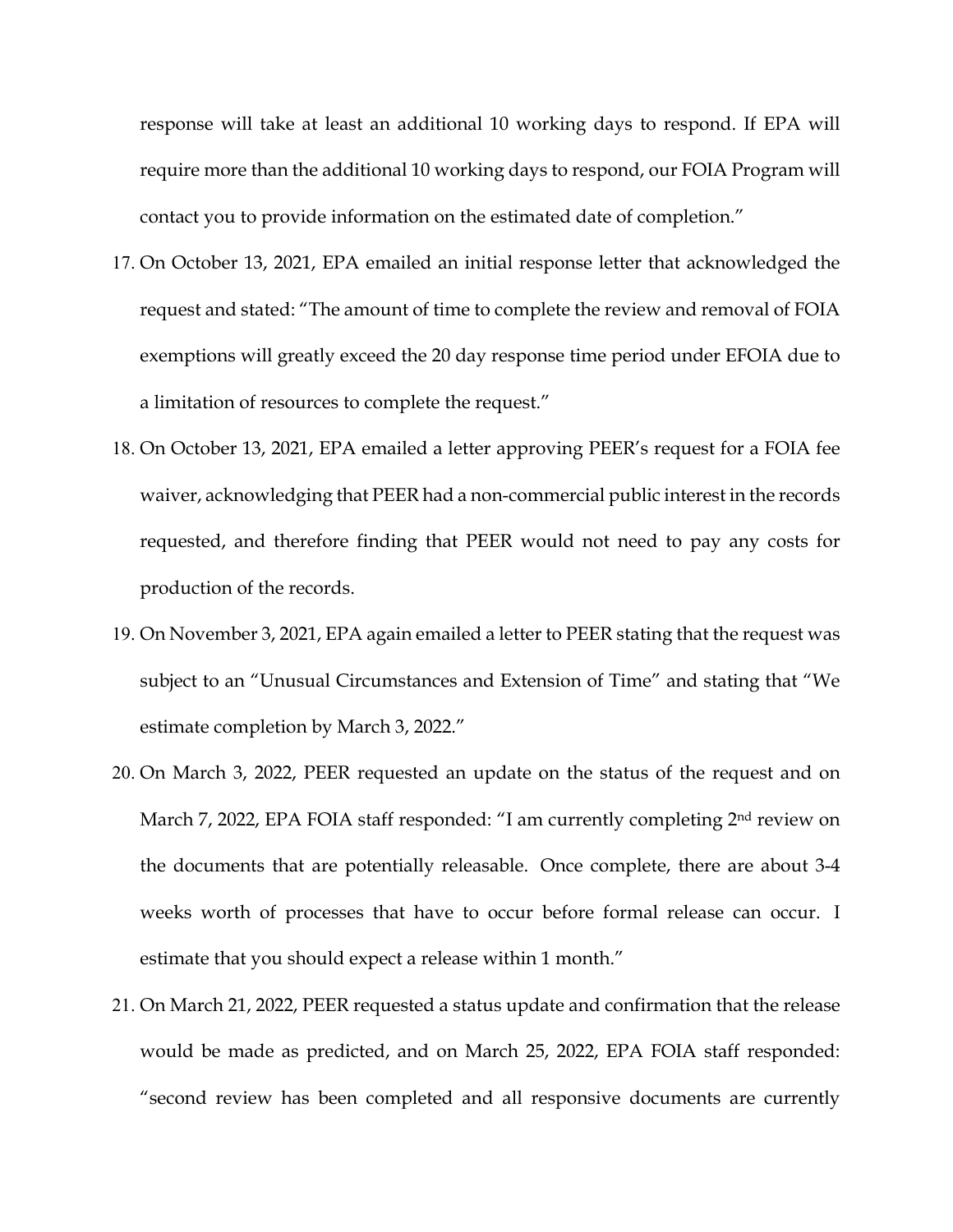response will take at least an additional 10 working days to respond. If EPA will require more than the additional 10 working days to respond, our FOIA Program will contact you to provide information on the estimated date of completion."

17. On October 13, 2021, EPA emailed an initial response letter that acknowledged the request and stated: "The amount of time to complete the review and removal of FOIA exemptions will greatly exceed the 20 day response time period under EFOIA due to a limitation of resources to complete the request."

18. On October 13, 2021, EPA emailed a letter approving PEER's request for a FOIA fee waiver, acknowledging that PEER had a non-commercial public interest in the records requested, and therefore finding that PEER would not need to pay any costs for production of the records.

19. On November 3, 2021, EPA again emailed a letter to PEER stating that the request was subject to an "Unusual Circumstances and Extension of Time" and stating that "We estimate completion by March 3, 2022."

20. On March 3, 2022, PEER requested an update on the status of the request and on March 7, 2022, EPA FOIA staff responded: "I am currently completing 2nd review on the documents that are potentially releasable. Once complete, there are about 3-4 weeks worth of processes that have to occur before formal release can occur. I estimate that you should expect a release within 1 month."

21. On March 21, 2022, PEER requested a status update and confirmation that the release would be made as predicted, and on March 25, 2022, EPA FOIA staff responded: "second review has been completed and all responsive documents are currently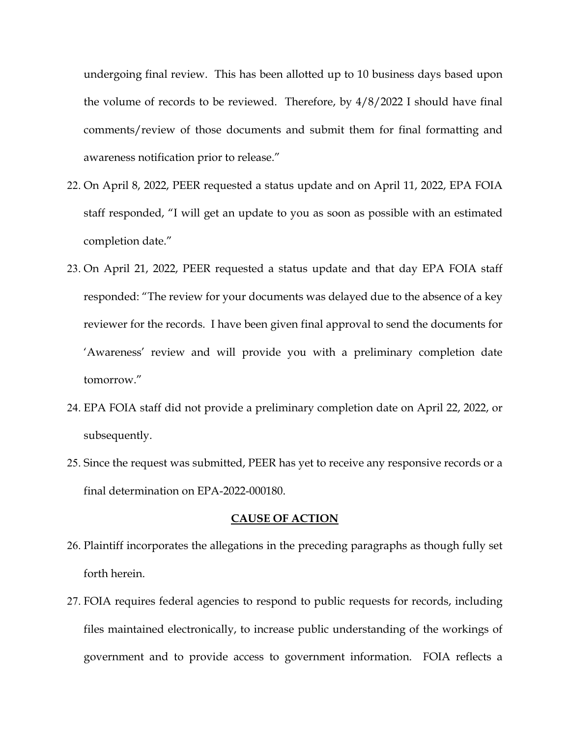undergoing final review. This has been allotted up to 10 business days based upon the volume of records to be reviewed. Therefore, by 4/8/2022 I should have final comments/review of those documents and submit them for final formatting and awareness notification prior to release."

22. On April 8, 2022, PEER requested a status update and on April 11, 2022, EPA FOIA staff responded, "I will get an update to you as soon as possible with an estimated completion date."

23. On April 21, 2022, PEER requested a status update and that day EPA FOIA staff responded: "The review for your documents was delayed due to the absence of a key reviewer for the records. I have been given final approval to send the documents for 'Awareness' review and will provide you with a preliminary completion date tomorrow."

24. EPA FOIA staff did not provide a preliminary completion date on April 22, 2022, or subsequently.

25. Since the request was submitted, PEER has yet to receive any responsive records or a final determination on EPA-2022-000180.

**CAUSE OF ACTION**

26. Plaintiff incorporates the allegations in the preceding paragraphs as though fully set forth herein.

27. FOIA requires federal agencies to respond to public requests for records, including files maintained electronically, to increase public understanding of the workings of government and to provide access to government information. FOIA reflects a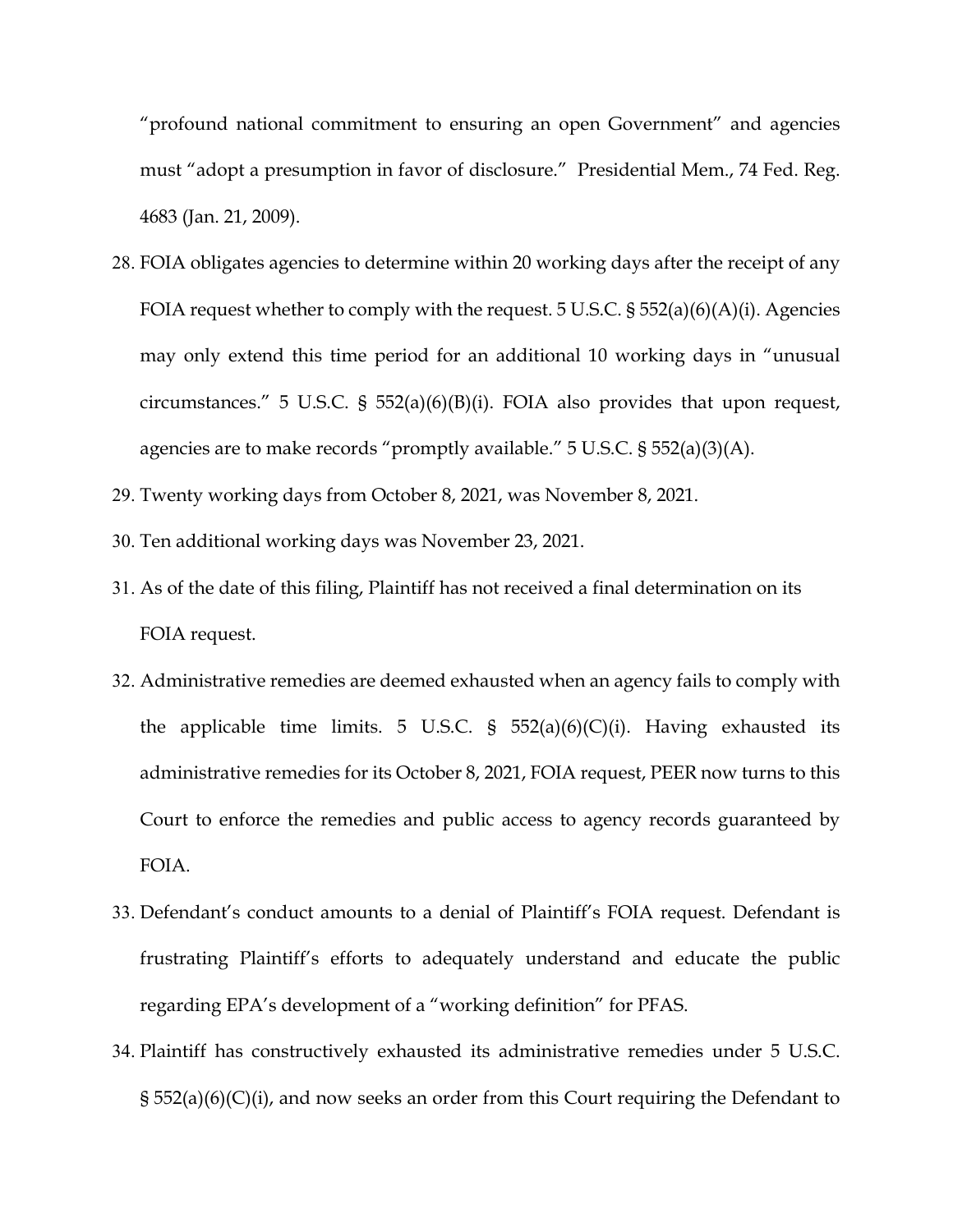"profound national commitment to ensuring an open Government" and agencies must "adopt a presumption in favor of disclosure." Presidential Mem., 74 Fed. Reg. 4683 (Jan. 21, 2009).

28. FOIA obligates agencies to determine within 20 working days after the receipt of any FOIA request whether to comply with the request. 5 U.S.C. § 552(a)(6)(A)(i). Agencies may only extend this time period for an additional 10 working days in "unusual circumstances." 5 U.S.C. § 552(a)(6)(B)(i). FOIA also provides that upon request, agencies are to make records "promptly available." 5 U.S.C. § 552(a)(3)(A).
29. Twenty working days from October 8, 2021, was November 8, 2021.
30. Ten additional working days was November 23, 2021.
31. As of the date of this filing, Plaintiff has not received a final determination on its FOIA request.
32. Administrative remedies are deemed exhausted when an agency fails to comply with the applicable time limits. 5 U.S.C. § 552(a)(6)(C)(i). Having exhausted its administrative remedies for its October 8, 2021, FOIA request, PEER now turns to this Court to enforce the remedies and public access to agency records guaranteed by FOIA.
33. Defendant's conduct amounts to a denial of Plaintiff's FOIA request. Defendant is frustrating Plaintiff's efforts to adequately understand and educate the public regarding EPA's development of a "working definition" for PFAS.
34. Plaintiff has constructively exhausted its administrative remedies under 5 U.S.C. § 552(a)(6)(C)(i), and now seeks an order from this Court requiring the Defendant to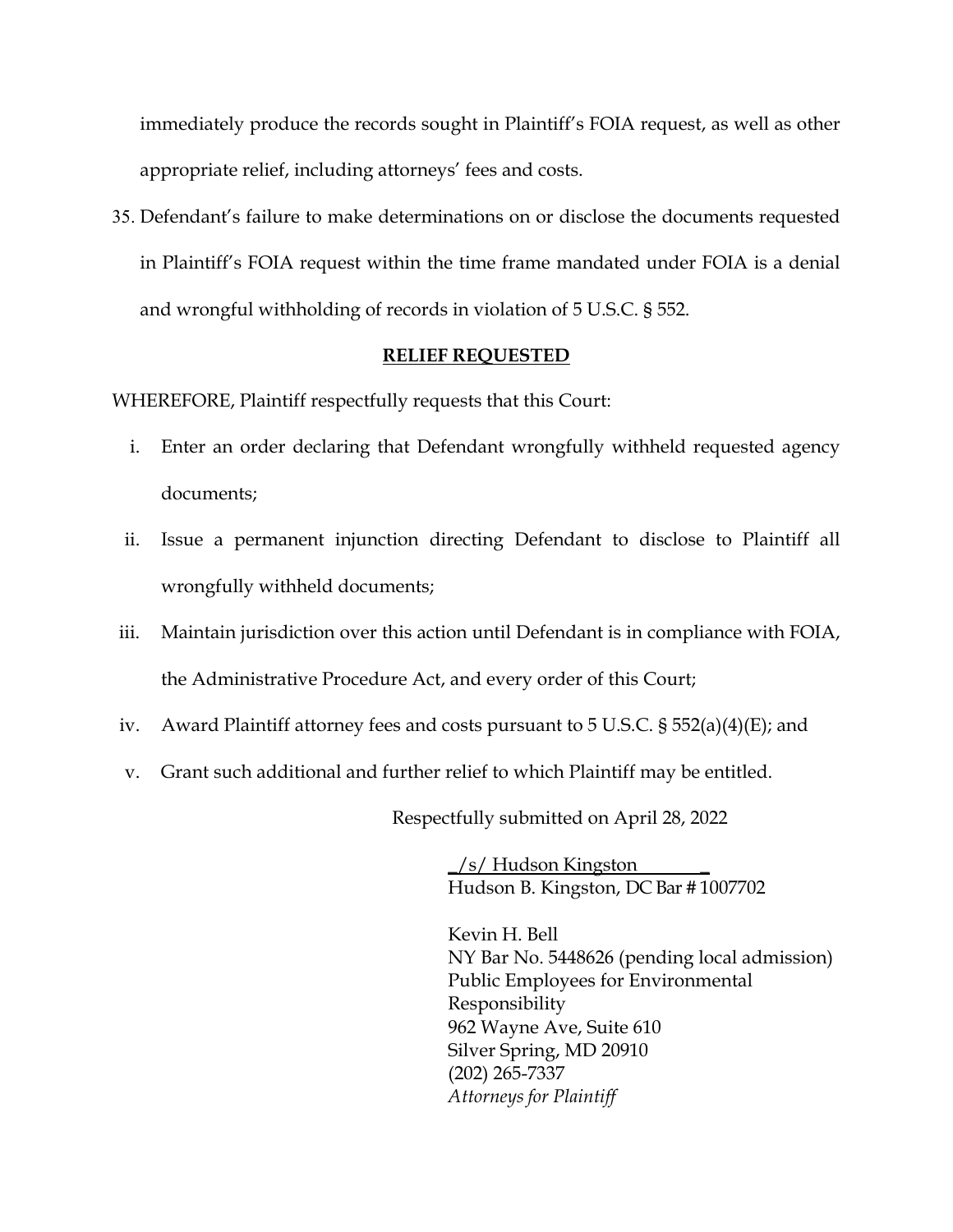immediately produce the records sought in Plaintiff's FOIA request, as well as other appropriate relief, including attorneys' fees and costs.

35. Defendant's failure to make determinations on or disclose the documents requested in Plaintiff's FOIA request within the time frame mandated under FOIA is a denial and wrongful withholding of records in violation of 5 U.S.C. § 552.

## RELIEF REQUESTED

WHEREFORE, Plaintiff respectfully requests that this Court:

i. Enter an order declaring that Defendant wrongfully withheld requested agency documents;

ii. Issue a permanent injunction directing Defendant to disclose to Plaintiff all wrongfully withheld documents;

iii. Maintain jurisdiction over this action until Defendant is in compliance with FOIA, the Administrative Procedure Act, and every order of this Court;

iv. Award Plaintiff attorney fees and costs pursuant to 5 U.S.C. § 552(a)(4)(E); and

v. Grant such additional and further relief to which Plaintiff may be entitled.

Respectfully submitted on April 28, 2022

_/s/ Hudson Kingston_
Hudson B. Kingston, DC Bar # 1007702

Kevin H. Bell
NY Bar No. 5448626 (pending local admission)
Public Employees for Environmental Responsibility
962 Wayne Ave, Suite 610
Silver Spring, MD 20910
(202) 265-7337
*Attorneys for Plaintiff*